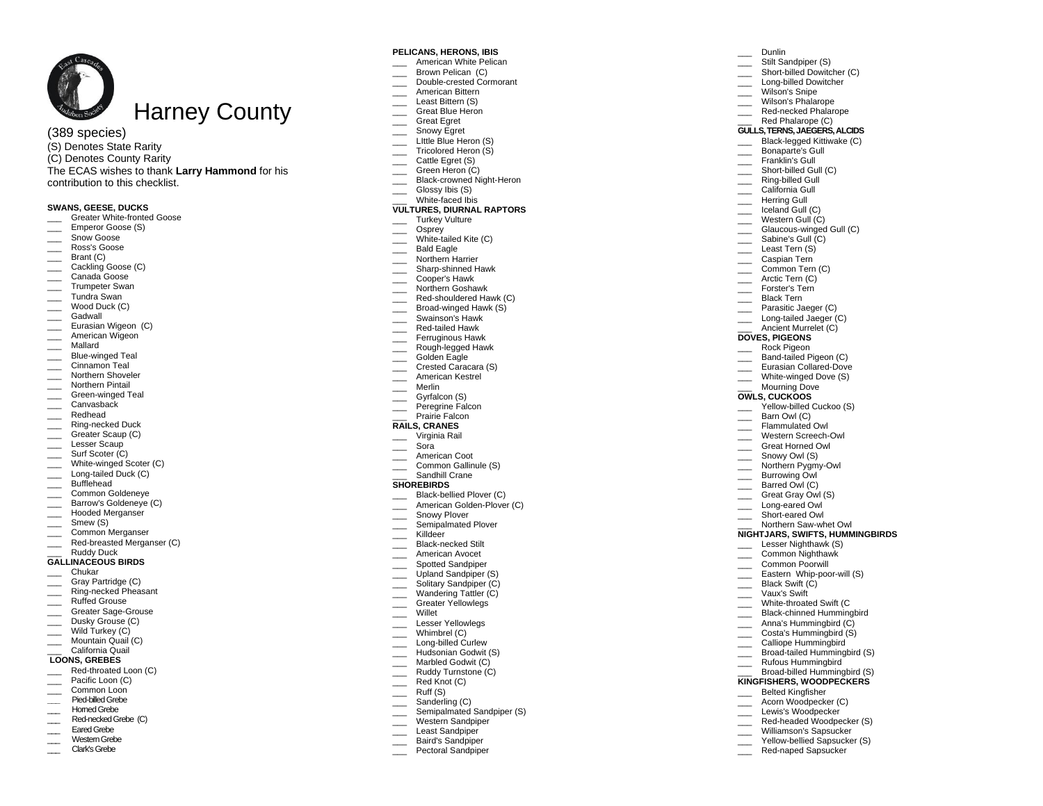# Harney County

(389 species)
(S) Denotes State Rarity
(C) Denotes County Rarity
The ECAS wishes to thank **Larry Hammond** for his contribution to this checklist.

**SWANS, GEESE, DUCKS**
___ Greater White-fronted Goose
___ Emperor Goose (S)
___ Snow Goose
___ Ross's Goose
___ Brant (C)
___ Cackling Goose (C)
___ Canada Goose
___ Trumpeter Swan
___ Tundra Swan
___ Wood Duck (C)
___ Gadwall
___ Eurasian Wigeon (C)
___ American Wigeon
___ Mallard
___ Blue-winged Teal
___ Cinnamon Teal
___ Northern Shoveler
___ Northern Pintail
___ Green-winged Teal
___ Canvasback
___ Redhead
___ Ring-necked Duck
___ Greater Scaup (C)
___ Lesser Scaup
___ Surf Scoter (C)
___ White-winged Scoter (C)
___ Long-tailed Duck (C)
___ Bufflehead
___ Common Goldeneye
___ Barrow's Goldeneye (C)
___ Hooded Merganser
___ Smew (S)
___ Common Merganser
___ Red-breasted Merganser (C)
___ Ruddy Duck

**GALLINACEOUS BIRDS**
___ Chukar
___ Gray Partridge (C)
___ Ring-necked Pheasant
___ Ruffed Grouse
___ Greater Sage-Grouse
___ Dusky Grouse (C)
___ Wild Turkey (C)
___ Mountain Quail (C)
___ California Quail

**LOONS, GREBES**
___ Red-throated Loon (C)
___ Pacific Loon (C)
___ Common Loon
___ Pied-billed Grebe
___ Horned Grebe
___ Red-necked Grebe (C)
___ Eared Grebe
___ Western Grebe
___ Clark's Grebe

**PELICANS, HERONS, IBIS**
___ American White Pelican
___ Brown Pelican (C)
___ Double-crested Cormorant
___ American Bittern
___ Least Bittern (S)
___ Great Blue Heron
___ Great Egret
___ Snowy Egret
___ LIttle Blue Heron (S)
___ Tricolored Heron (S)
___ Cattle Egret (S)
___ Green Heron (C)
___ Black-crowned Night-Heron
___ Glossy Ibis (S)
___ White-faced Ibis

**VULTURES, DIURNAL RAPTORS**
___ Turkey Vulture
___ Osprey
___ White-tailed Kite (C)
___ Bald Eagle
___ Northern Harrier
___ Sharp-shinned Hawk
___ Cooper's Hawk
___ Northern Goshawk
___ Red-shouldered Hawk (C)
___ Broad-winged Hawk (S)
___ Swainson's Hawk
___ Red-tailed Hawk
___ Ferruginous Hawk
___ Rough-legged Hawk
___ Golden Eagle
___ Crested Caracara (S)
___ American Kestrel
___ Merlin
___ Gyrfalcon (S)
___ Peregrine Falcon
___ Prairie Falcon

**RAILS, CRANES**
___ Virginia Rail
___ Sora
___ American Coot
___ Common Gallinule (S)
___ Sandhill Crane

**SHOREBIRDS**
___ Black-bellied Plover (C)
___ American Golden-Plover (C)
___ Snowy Plover
___ Semipalmated Plover
___ Killdeer
___ Black-necked Stilt
___ American Avocet
___ Spotted Sandpiper
___ Upland Sandpiper (S)
___ Solitary Sandpiper (C)
___ Wandering Tattler (C)
___ Greater Yellowlegs
___ Willet
___ Lesser Yellowlegs
___ Whimbrel (C)
___ Long-billed Curlew
___ Hudsonian Godwit (S)
___ Marbled Godwit (C)
___ Ruddy Turnstone (C)
___ Red Knot (C)
___ Ruff (S)
___ Sanderling (C)
___ Semipalmated Sandpiper (S)
___ Western Sandpiper
___ Least Sandpiper
___ Baird's Sandpiper
___ Pectoral Sandpiper
___ Dunlin
___ Stilt Sandpiper (S)
___ Short-billed Dowitcher (C)
___ Long-billed Dowitcher
___ Wilson's Snipe
___ Wilson's Phalarope
___ Red-necked Phalarope
___ Red Phalarope (C)

**GULLS, TERNS, JAEGERS, ALCIDS**
___ Black-legged Kittiwake (C)
___ Bonaparte's Gull
___ Franklin's Gull
___ Short-billed Gull (C)
___ Ring-billed Gull
___ California Gull
___ Herring Gull
___ Iceland Gull (C)
___ Western Gull (C)
___ Glaucous-winged Gull (C)
___ Sabine's Gull (C)
___ Least Tern (S)
___ Caspian Tern
___ Common Tern (C)
___ Arctic Tern (C)
___ Forster's Tern
___ Black Tern
___ Parasitic Jaeger (C)
___ Long-tailed Jaeger (C)
___ Ancient Murrelet (C)

**DOVES, PIGEONS**
___ Rock Pigeon
___ Band-tailed Pigeon (C)
___ Eurasian Collared-Dove
___ White-winged Dove (S)
___ Mourning Dove

**OWLS, CUCKOOS**
___ Yellow-billed Cuckoo (S)
___ Barn Owl (C)
___ Flammulated Owl
___ Western Screech-Owl
___ Great Horned Owl
___ Snowy Owl (S)
___ Northern Pygmy-Owl
___ Burrowing Owl
___ Barred Owl (C)
___ Great Gray Owl (S)
___ Long-eared Owl
___ Short-eared Owl
___ Northern Saw-whet Owl

**NIGHTJARS, SWIFTS, HUMMINGBIRDS**
___ Lesser Nighthawk (S)
___ Common Nighthawk
___ Common Poorwill
___ Eastern Whip-poor-will (S)
___ Black Swift (C)
___ Vaux's Swift
___ White-throated Swift (C
___ Black-chinned Hummingbird
___ Anna's Hummingbird (C)
___ Costa's Hummingbird (S)
___ Calliope Hummingbird
___ Broad-tailed Hummingbird (S)
___ Rufous Hummingbird
___ Broad-billed Hummingbird (S)

**KINGFISHERS, WOODPECKERS**
___ Belted Kingfisher
___ Acorn Woodpecker (C)
___ Lewis's Woodpecker
___ Red-headed Woodpecker (S)
___ Williamson's Sapsucker
___ Yellow-bellied Sapsucker (S)
___ Red-naped Sapsucker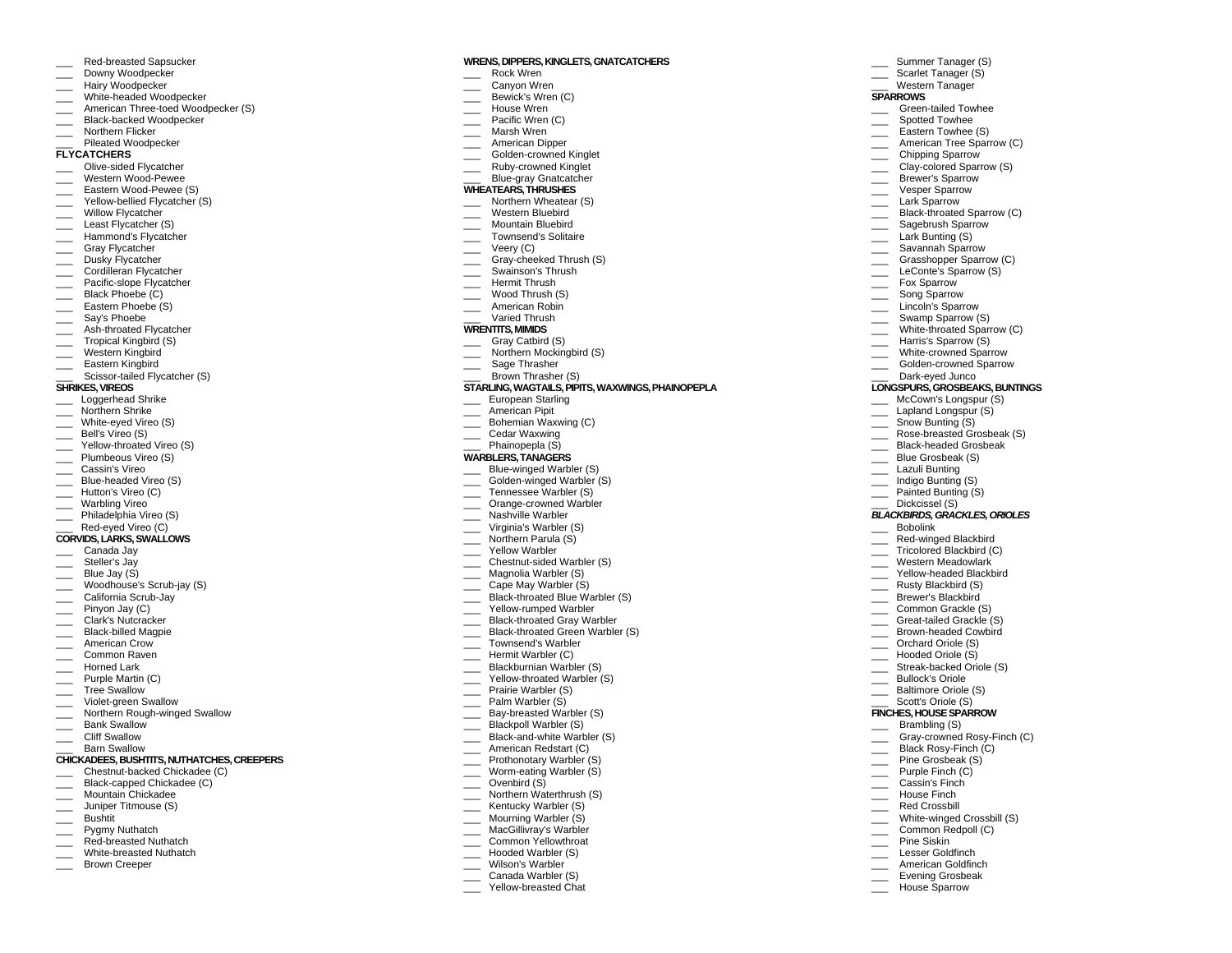___ Red-breasted Sapsucker
___ Downy Woodpecker
___ Hairy Woodpecker
___ White-headed Woodpecker
___ American Three-toed Woodpecker (S)
___ Black-backed Woodpecker
___ Northern Flicker
___ Pileated Woodpecker

**FLYCATCHERS**

___ Olive-sided Flycatcher
___ Western Wood-Pewee
___ Eastern Wood-Pewee (S)
___ Yellow-bellied Flycatcher (S)
___ Willow Flycatcher
___ Least Flycatcher (S)
___ Hammond's Flycatcher
___ Gray Flycatcher
___ Dusky Flycatcher
___ Cordilleran Flycatcher
___ Pacific-slope Flycatcher
___ Black Phoebe (C)
___ Eastern Phoebe (S)
___ Say's Phoebe
___ Ash-throated Flycatcher
___ Tropical Kingbird (S)
___ Western Kingbird
___ Eastern Kingbird
___ Scissor-tailed Flycatcher (S)

**SHRIKES, VIREOS**

___ Loggerhead Shrike
___ Northern Shrike
___ White-eyed Vireo (S)
___ Bell's Vireo (S)
___ Yellow-throated Vireo (S)
___ Plumbeous Vireo (S)
___ Cassin's Vireo
___ Blue-headed Vireo (S)
___ Hutton's Vireo (C)
___ Warbling Vireo
___ Philadelphia Vireo (S)
___ Red-eyed Vireo (C)

**CORVIDS, LARKS, SWALLOWS**

___ Canada Jay
___ Steller's Jay
___ Blue Jay (S)
___ Woodhouse's Scrub-jay (S)
___ California Scrub-Jay
___ Pinyon Jay (C)
___ Clark's Nutcracker
___ Black-billed Magpie
___ American Crow
___ Common Raven
___ Horned Lark
___ Purple Martin (C)
___ Tree Swallow
___ Violet-green Swallow
___ Northern Rough-winged Swallow
___ Bank Swallow
___ Cliff Swallow
___ Barn Swallow

**CHICKADEES, BUSHTITS, NUTHATCHES, CREEPERS**

___ Chestnut-backed Chickadee (C)
___ Black-capped Chickadee (C)
___ Mountain Chickadee
___ Juniper Titmouse (S)
___ Bushtit
___ Pygmy Nuthatch
___ Red-breasted Nuthatch
___ White-breasted Nuthatch
___ Brown Creeper

**WRENS, DIPPERS, KINGLETS, GNATCATCHERS**

___ Rock Wren
___ Canyon Wren
___ Bewick's Wren (C)
___ House Wren
___ Pacific Wren (C)
___ Marsh Wren
___ American Dipper
___ Golden-crowned Kinglet
___ Ruby-crowned Kinglet
___ Blue-gray Gnatcatcher

**WHEATEARS, THRUSHES**

___ Northern Wheatear (S)
___ Western Bluebird
___ Mountain Bluebird
___ Townsend's Solitaire
___ Veery (C)
___ Gray-cheeked Thrush (S)
___ Swainson's Thrush
___ Hermit Thrush
___ Wood Thrush (S)
___ American Robin
___ Varied Thrush

**WRENTITS, MIMIDS**

___ Gray Catbird (S)
___ Northern Mockingbird (S)
___ Sage Thrasher
___ Brown Thrasher (S)

**STARLING, WAGTAILS, PIPITS, WAXWINGS, PHAINOPEPLA**

___ European Starling
___ American Pipit
___ Bohemian Waxwing (C)
___ Cedar Waxwing
___ Phainopepla (S)

**WARBLERS, TANAGERS**

___ Blue-winged Warbler (S)
___ Golden-winged Warbler (S)
___ Tennessee Warbler (S)
___ Orange-crowned Warbler
___ Nashville Warbler
___ Virginia's Warbler (S)
___ Northern Parula (S)
___ Yellow Warbler
___ Chestnut-sided Warbler (S)
___ Magnolia Warbler (S)
___ Cape May Warbler (S)
___ Black-throated Blue Warbler (S)
___ Yellow-rumped Warbler
___ Black-throated Gray Warbler
___ Black-throated Green Warbler (S)
___ Townsend's Warbler
___ Hermit Warbler (C)
___ Blackburnian Warbler (S)
___ Yellow-throated Warbler (S)
___ Prairie Warbler (S)
___ Palm Warbler (S)
___ Bay-breasted Warbler (S)
___ Blackpoll Warbler (S)
___ Black-and-white Warbler (S)
___ American Redstart (C)
___ Prothonotary Warbler (S)
___ Worm-eating Warbler (S)
___ Ovenbird (S)
___ Northern Waterthrush (S)
___ Kentucky Warbler (S)
___ Mourning Warbler (S)
___ MacGillivray's Warbler
___ Common Yellowthroat
___ Hooded Warbler (S)
___ Wilson's Warbler
___ Canada Warbler (S)
___ Yellow-breasted Chat
___ Summer Tanager (S)
___ Scarlet Tanager (S)
___ Western Tanager

**SPARROWS**

___ Green-tailed Towhee
___ Spotted Towhee
___ Eastern Towhee (S)
___ American Tree Sparrow (C)
___ Chipping Sparrow
___ Clay-colored Sparrow (S)
___ Brewer's Sparrow
___ Vesper Sparrow
___ Lark Sparrow
___ Black-throated Sparrow (C)
___ Sagebrush Sparrow
___ Lark Bunting (S)
___ Savannah Sparrow
___ Grasshopper Sparrow (C)
___ LeConte's Sparrow (S)
___ Fox Sparrow
___ Song Sparrow
___ Lincoln's Sparrow
___ Swamp Sparrow (S)
___ White-throated Sparrow (C)
___ Harris's Sparrow (S)
___ White-crowned Sparrow
___ Golden-crowned Sparrow
___ Dark-eyed Junco

**LONGSPURS, GROSBEAKS, BUNTINGS**

___ McCown's Longspur (S)
___ Lapland Longspur (S)
___ Snow Bunting (S)
___ Rose-breasted Grosbeak (S)
___ Black-headed Grosbeak
___ Blue Grosbeak (S)
___ Lazuli Bunting
___ Indigo Bunting (S)
___ Painted Bunting (S)
___ Dickcissel (S)

***BLACKBIRDS, GRACKLES, ORIOLES***

___ Bobolink
___ Red-winged Blackbird
___ Tricolored Blackbird (C)
___ Western Meadowlark
___ Yellow-headed Blackbird
___ Rusty Blackbird (S)
___ Brewer's Blackbird
___ Common Grackle (S)
___ Great-tailed Grackle (S)
___ Brown-headed Cowbird
___ Orchard Oriole (S)
___ Hooded Oriole (S)
___ Streak-backed Oriole (S)
___ Bullock's Oriole
___ Baltimore Oriole (S)
___ Scott's Oriole (S)

**FINCHES, HOUSE SPARROW**

___ Brambling (S)
___ Gray-crowned Rosy-Finch (C)
___ Black Rosy-Finch (C)
___ Pine Grosbeak (S)
___ Purple Finch (C)
___ Cassin's Finch
___ House Finch
___ Red Crossbill
___ White-winged Crossbill (S)
___ Common Redpoll (C)
___ Pine Siskin
___ Lesser Goldfinch
___ American Goldfinch
___ Evening Grosbeak
___ House Sparrow